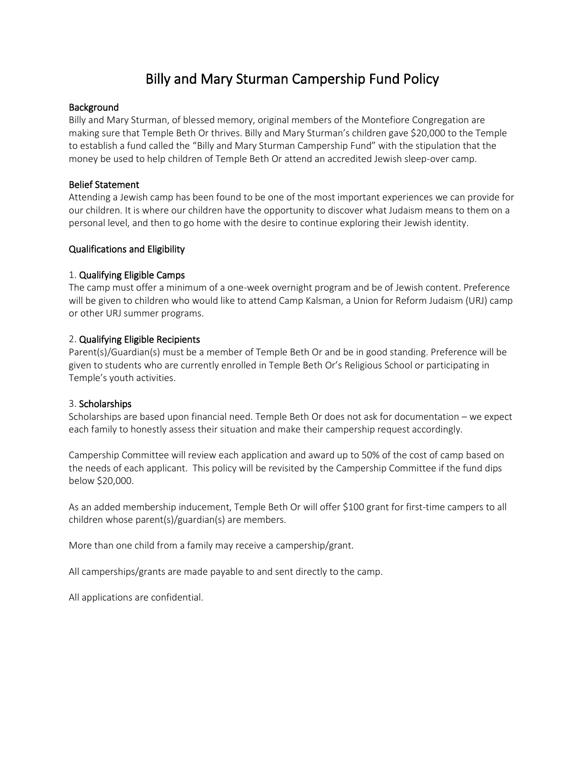# Billy and Mary Sturman Campership Fund Policy

## Background

Billy and Mary Sturman, of blessed memory, original members of the Montefiore Congregation are making sure that Temple Beth Or thrives. Billy and Mary Sturman's children gave $20,000 to the Temple to establish a fund called the "Billy and Mary Sturman Campership Fund" with the stipulation that the money be used to help children of Temple Beth Or attend an accredited Jewish sleep-over camp.

## Belief Statement

Attending a Jewish camp has been found to be one of the most important experiences we can provide for our children. It is where our children have the opportunity to discover what Judaism means to them on a personal level, and then to go home with the desire to continue exploring their Jewish identity.

## Qualifications and Eligibility

### 1. Qualifying Eligible Camps

The camp must offer a minimum of a one-week overnight program and be of Jewish content. Preference will be given to children who would like to attend Camp Kalsman, a Union for Reform Judaism (URJ) camp or other URJ summer programs.

### 2. Qualifying Eligible Recipients

Parent(s)/Guardian(s) must be a member of Temple Beth Or and be in good standing. Preference will be given to students who are currently enrolled in Temple Beth Or's Religious School or participating in Temple's youth activities.

### 3. Scholarships

Scholarships are based upon financial need. Temple Beth Or does not ask for documentation – we expect each family to honestly assess their situation and make their campership request accordingly.

Campership Committee will review each application and award up to 50% of the cost of camp based on the needs of each applicant. This policy will be revisited by the Campership Committee if the fund dips below $20,000.

As an added membership inducement, Temple Beth Or will offer $100 grant for first-time campers to all children whose parent(s)/guardian(s) are members.

More than one child from a family may receive a campership/grant.

All camperships/grants are made payable to and sent directly to the camp.

All applications are confidential.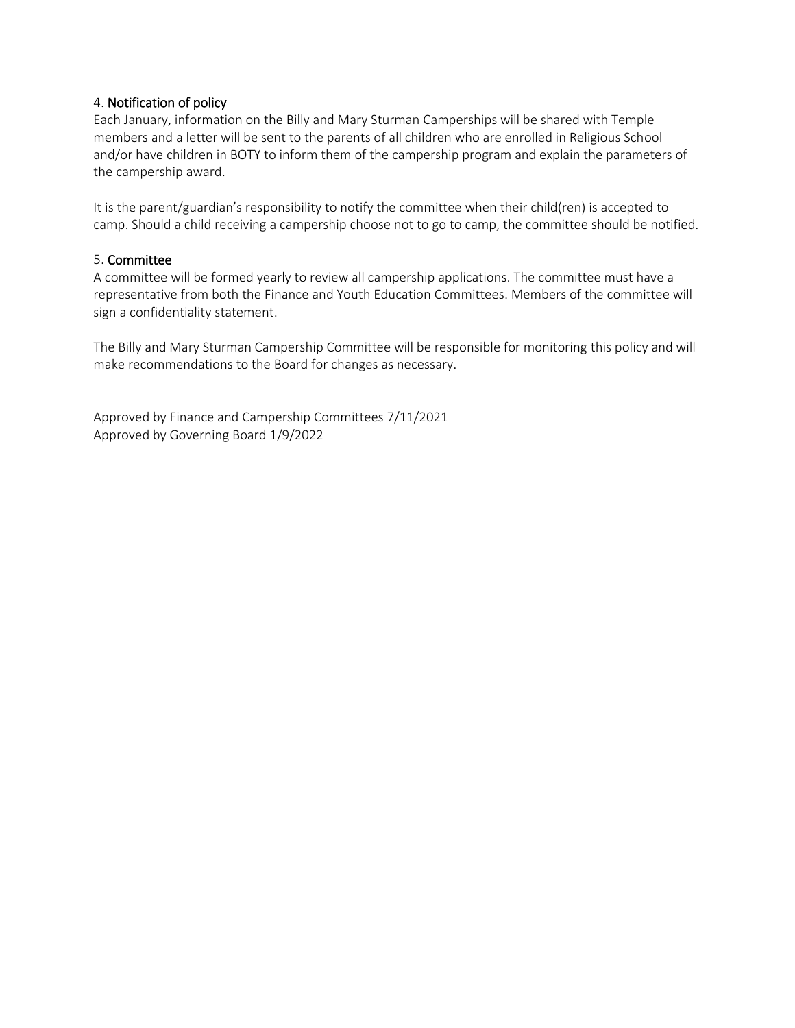4. **Notification of policy**

Each January, information on the Billy and Mary Sturman Camperships will be shared with Temple members and a letter will be sent to the parents of all children who are enrolled in Religious School and/or have children in BOTY to inform them of the campership program and explain the parameters of the campership award.

It is the parent/guardian's responsibility to notify the committee when their child(ren) is accepted to camp. Should a child receiving a campership choose not to go to camp, the committee should be notified.

5. **Committee**

A committee will be formed yearly to review all campership applications. The committee must have a representative from both the Finance and Youth Education Committees. Members of the committee will sign a confidentiality statement.

The Billy and Mary Sturman Campership Committee will be responsible for monitoring this policy and will make recommendations to the Board for changes as necessary.

Approved by Finance and Campership Committees 7/11/2021
Approved by Governing Board 1/9/2022